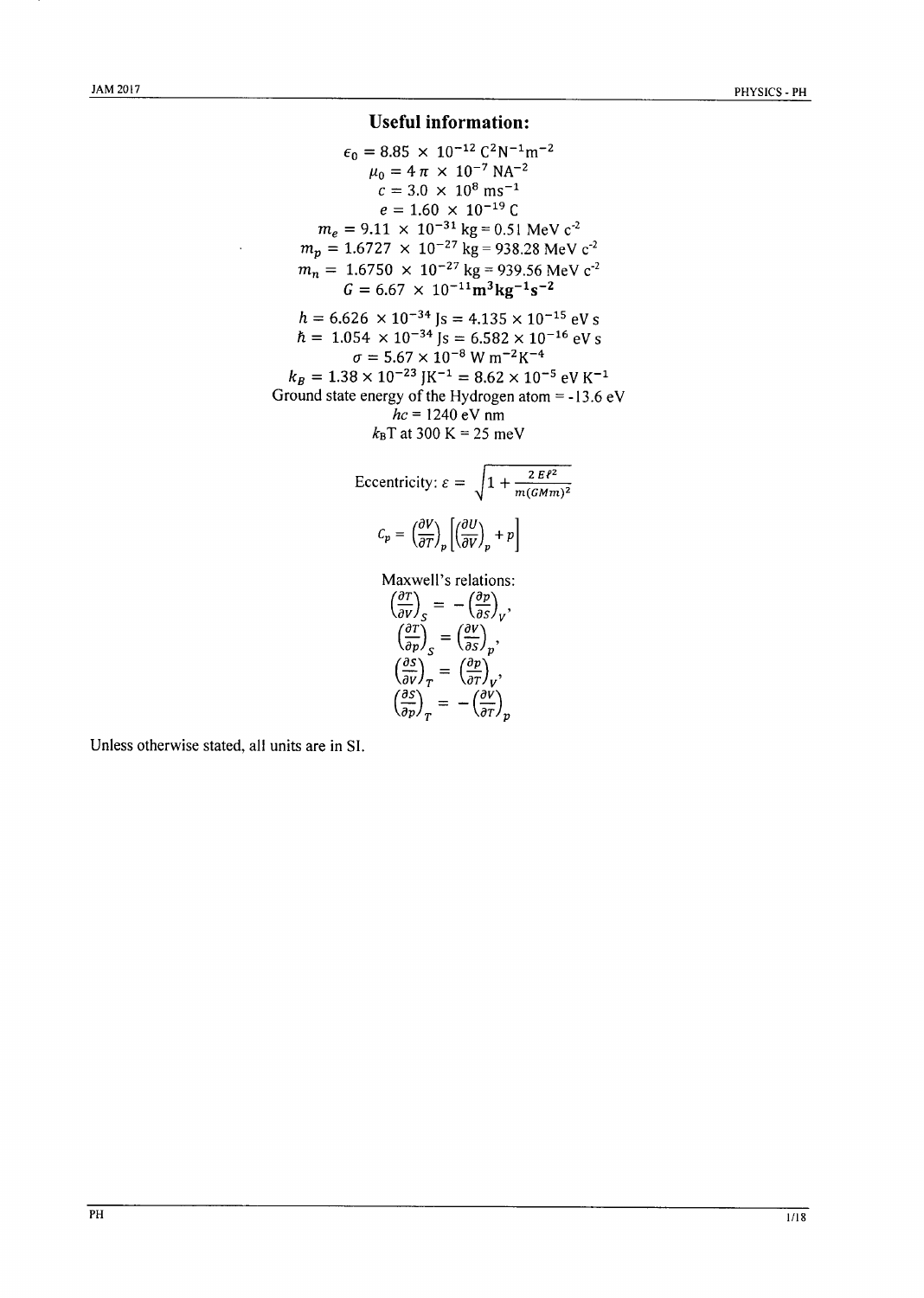# Useful information:

$$\epsilon_0 = 8.85 \times 10^{-12}\ \mathrm{C^2N^{-1}m^{-2}}$$

$$\mu_0 = 4\pi \times 10^{-7}\ \mathrm{NA^{-2}}$$

$$c = 3.0 \times 10^{8}\ \mathrm{ms^{-1}}$$

$$e = 1.60 \times 10^{-19}\ \mathrm{C}$$

$$m_e = 9.11 \times 10^{-31}\ \mathrm{kg} = 0.51\ \mathrm{MeV\ c^{-2}}$$

$$m_p = 1.6727 \times 10^{-27}\ \mathrm{kg} = 938.28\ \mathrm{MeV\ c^{-2}}$$

$$m_n = 1.6750 \times 10^{-27}\ \mathrm{kg} = 939.56\ \mathrm{MeV\ c^{-2}}$$

$$G = 6.67 \times 10^{-11}\ \mathrm{m^3kg^{-1}s^{-2}}$$

$$h = 6.626 \times 10^{-34}\ \mathrm{Js} = 4.135 \times 10^{-15}\ \mathrm{eV\ s}$$

$$\hbar = 1.054 \times 10^{-34}\ \mathrm{Js} = 6.582 \times 10^{-16}\ \mathrm{eV\ s}$$

$$\sigma = 5.67 \times 10^{-8}\ \mathrm{W\ m^{-2}K^{-4}}$$

$$k_B = 1.38 \times 10^{-23}\ \mathrm{JK^{-1}} = 8.62 \times 10^{-5}\ \mathrm{eV\ K^{-1}}$$

Ground state energy of the Hydrogen atom = -13.6 eV

$hc$ = 1240 eV nm

$k_B T$ at 300 K = 25 meV

Eccentricity: $\varepsilon = \sqrt{1 + \frac{2E\ell^2}{m(GMm)^2}}$

$$C_p = \left(\frac{\partial V}{\partial T}\right)_p \left[\left(\frac{\partial U}{\partial V}\right)_p + p\right]$$

Maxwell's relations:

$$\left(\frac{\partial T}{\partial V}\right)_S = -\left(\frac{\partial p}{\partial S}\right)_V,$$

$$\left(\frac{\partial T}{\partial p}\right)_S = \left(\frac{\partial V}{\partial S}\right)_p,$$

$$\left(\frac{\partial S}{\partial V}\right)_T = \left(\frac{\partial p}{\partial T}\right)_V,$$

$$\left(\frac{\partial S}{\partial p}\right)_T = -\left(\frac{\partial V}{\partial T}\right)_p$$

Unless otherwise stated, all units are in SI.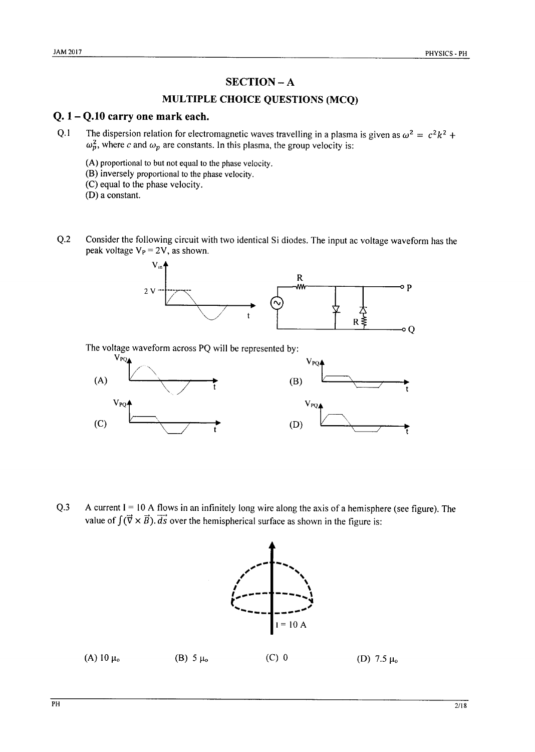## SECTION – A

### MULTIPLE CHOICE QUESTIONS (MCQ)

### Q. 1 – Q.10 carry one mark each.

Q.1 The dispersion relation for electromagnetic waves travelling in a plasma is given as $\omega^2 = c^2k^2 + \omega_p^2$, where $c$ and $\omega_p$ are constants. In this plasma, the group velocity is:

(A) proportional to but not equal to the phase velocity.
(B) inversely proportional to the phase velocity.
(C) equal to the phase velocity.
(D) a constant.

Q.2 Consider the following circuit with two identical Si diodes. The input ac voltage waveform has the peak voltage $V_P = 2V$, as shown.

The voltage waveform across PQ will be represented by:

(A) (B) (C) (D)

Q.3 A current I = 10 A flows in an infinitely long wire along the axis of a hemisphere (see figure). The value of $\int (\vec{\nabla} \times \vec{B}).\vec{ds}$ over the hemispherical surface as shown in the figure is:

I = 10 A

(A) $10\ \mu_o$ (B) $5\ \mu_o$ (C) 0 (D) $7.5\ \mu_o$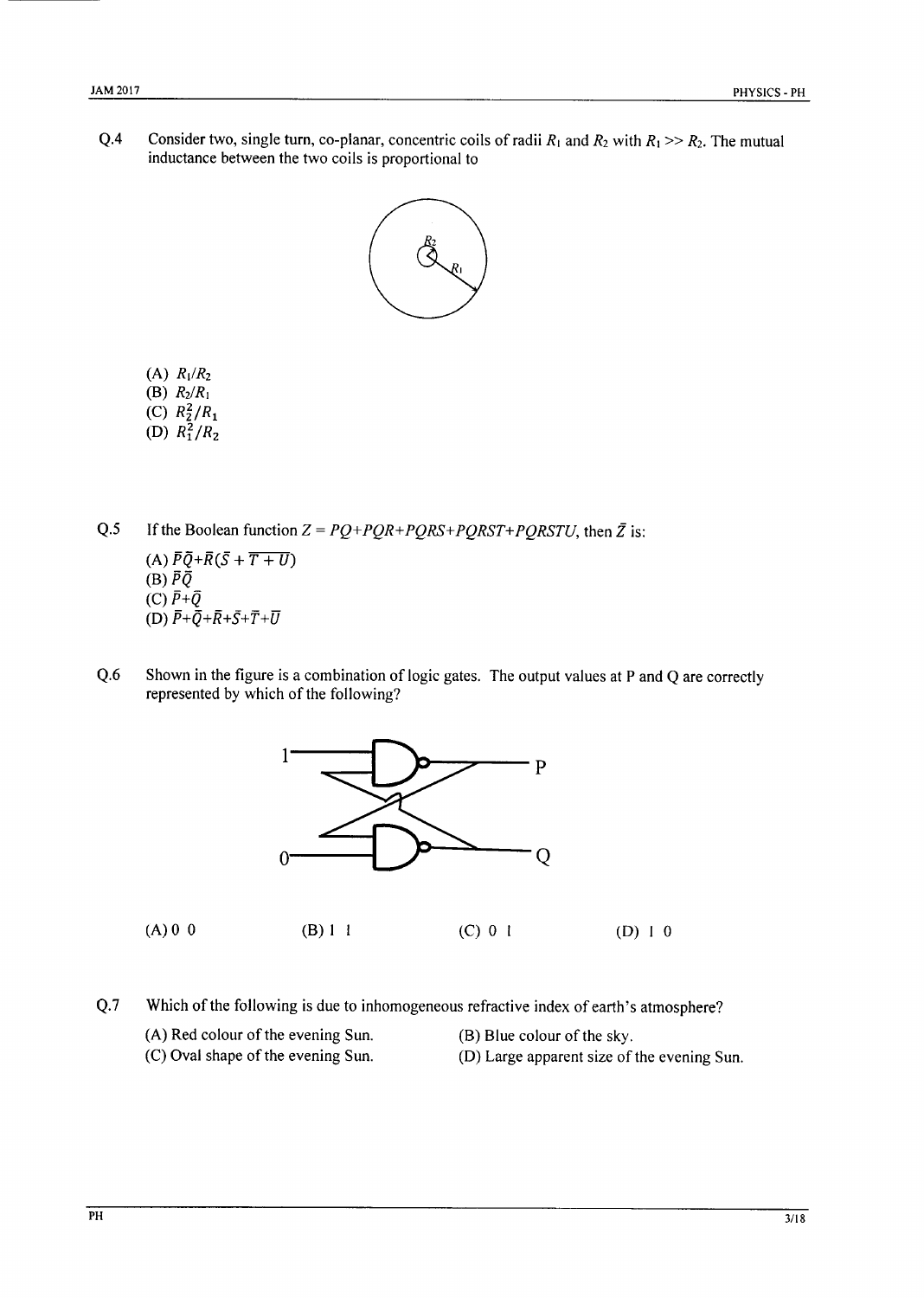Q.4 Consider two, single turn, co-planar, concentric coils of radii $R_1$ and $R_2$ with $R_1 >> R_2$. The mutual inductance between the two coils is proportional to

(A) $R_1/R_2$
(B) $R_2/R_1$
(C) $R_2^2/R_1$
(D) $R_1^2/R_2$

Q.5 If the Boolean function $Z = PQ+PQR+PQRS+PQRST+PQRSTU$, then $\bar{Z}$ is:

(A) $\bar{P}\bar{Q}+\bar{R}(\bar{S}+\overline{T+U})$
(B) $\bar{P}\bar{Q}$
(C) $\bar{P}+\bar{Q}$
(D) $\bar{P}+\bar{Q}+\bar{R}+\bar{S}+\bar{T}+\bar{U}$

Q.6 Shown in the figure is a combination of logic gates. The output values at P and Q are correctly represented by which of the following?

(A) 0 0 (B) 1 1 (C) 0 1 (D) 1 0

Q.7 Which of the following is due to inhomogeneous refractive index of earth's atmosphere?

(A) Red colour of the evening Sun.
(B) Blue colour of the sky.
(C) Oval shape of the evening Sun.
(D) Large apparent size of the evening Sun.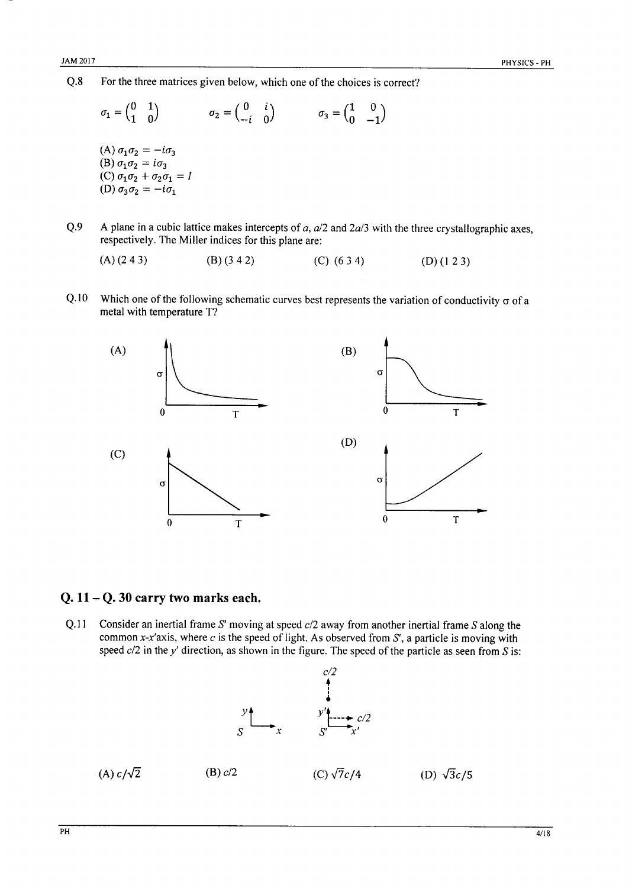Q.8 For the three matrices given below, which one of the choices is correct?

$$\sigma_1 = \begin{pmatrix} 0 & 1 \\ 1 & 0 \end{pmatrix} \qquad \sigma_2 = \begin{pmatrix} 0 & i \\ -i & 0 \end{pmatrix} \qquad \sigma_3 = \begin{pmatrix} 1 & 0 \\ 0 & -1 \end{pmatrix}$$

(A) $\sigma_1\sigma_2 = -i\sigma_3$
(B) $\sigma_1\sigma_2 = i\sigma_3$
(C) $\sigma_1\sigma_2 + \sigma_2\sigma_1 = I$
(D) $\sigma_3\sigma_2 = -i\sigma_1$

Q.9 A plane in a cubic lattice makes intercepts of $a$, $a/2$ and $2a/3$ with the three crystallographic axes, respectively. The Miller indices for this plane are:

(A) (2 4 3) (B) (3 4 2) (C) (6 3 4) (D) (1 2 3)

Q.10 Which one of the following schematic curves best represents the variation of conductivity $\sigma$ of a metal with temperature T?

(A) (B)

(C) (D)

## Q. 11 – Q. 30 carry two marks each.

Q.11 Consider an inertial frame $S'$ moving at speed $c/2$ away from another inertial frame $S$ along the common $x$-$x'$axis, where $c$ is the speed of light. As observed from $S'$, a particle is moving with speed $c/2$ in the $y'$ direction, as shown in the figure. The speed of the particle as seen from $S$ is:

(A) $c/\sqrt{2}$ (B) $c/2$ (C) $\sqrt{7}c/4$ (D) $\sqrt{3}c/5$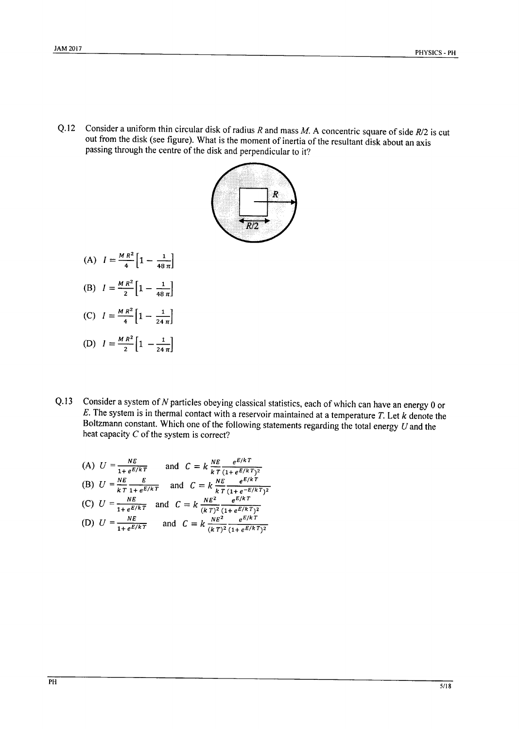Q.12 Consider a uniform thin circular disk of radius $R$ and mass $M$. A concentric square of side $R/2$ is cut out from the disk (see figure). What is the moment of inertia of the resultant disk about an axis passing through the centre of the disk and perpendicular to it?

(A) $I = \frac{MR^2}{4}\left[1 - \frac{1}{48\pi}\right]$

(B) $I = \frac{MR^2}{2}\left[1 - \frac{1}{48\pi}\right]$

(C) $I = \frac{MR^2}{4}\left[1 - \frac{1}{24\pi}\right]$

(D) $I = \frac{MR^2}{2}\left[1 - \frac{1}{24\pi}\right]$

Q.13 Consider a system of $N$ particles obeying classical statistics, each of which can have an energy 0 or $E$. The system is in thermal contact with a reservoir maintained at a temperature $T$. Let $k$ denote the Boltzmann constant. Which one of the following statements regarding the total energy $U$ and the heat capacity $C$ of the system is correct?

(A) $U = \frac{NE}{1 + e^{E/kT}}$ and $C = k\frac{NE}{kT}\frac{e^{E/kT}}{(1 + e^{E/kT})^2}$

(B) $U = \frac{NE}{kT}\frac{E}{1 + e^{E/kT}}$ and $C = k\frac{NE}{kT}\frac{e^{E/kT}}{(1 + e^{-E/kT})^2}$

(C) $U = \frac{NE}{1 + e^{E/kT}}$ and $C = k\frac{NE^2}{(kT)^2}\frac{e^{E/kT}}{(1 + e^{E/kT})^2}$

(D) $U = \frac{NE}{1 + e^{E/kT}}$ and $C = k\frac{NE^2}{(kT)^2}\frac{e^{E/kT}}{(1 + e^{E/kT})^2}$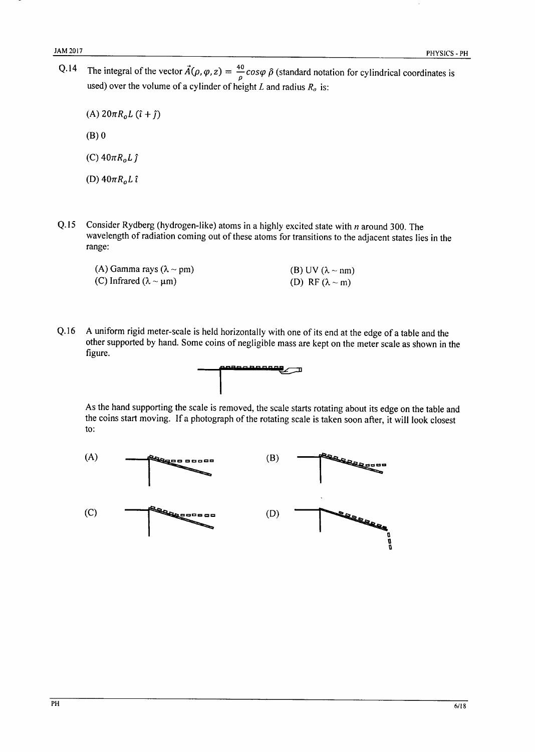Q.14 The integral of the vector $\vec{A}(\rho, \varphi, z) = \frac{40}{\rho} cos\varphi \, \hat{\rho}$ (standard notation for cylindrical coordinates is used) over the volume of a cylinder of height $L$ and radius $R_o$ is:

(A) $20\pi R_o L \, (\hat{\imath} + \hat{\jmath})$

(B) 0

(C) $40\pi R_o L \, \hat{\jmath}$

(D) $40\pi R_o L \, \hat{\imath}$

Q.15 Consider Rydberg (hydrogen-like) atoms in a highly excited state with $n$ around 300. The wavelength of radiation coming out of these atoms for transitions to the adjacent states lies in the range:

(A) Gamma rays ($\lambda \sim$ pm)

(B) UV ($\lambda \sim$ nm)

(C) Infrared ($\lambda \sim \mu$m)

(D) RF ($\lambda \sim$ m)

Q.16 A uniform rigid meter-scale is held horizontally with one of its end at the edge of a table and the other supported by hand. Some coins of negligible mass are kept on the meter scale as shown in the figure.

As the hand supporting the scale is removed, the scale starts rotating about its edge on the table and the coins start moving. If a photograph of the rotating scale is taken soon after, it will look closest to:

(A)

(B)

(C)

(D)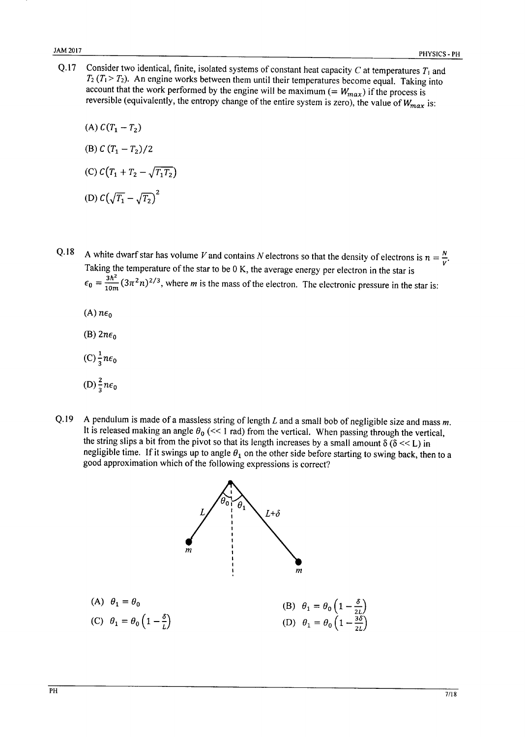Q.17 Consider two identical, finite, isolated systems of constant heat capacity $C$ at temperatures $T_1$ and $T_2$ ($T_1 > T_2$). An engine works between them until their temperatures become equal. Taking into account that the work performed by the engine will be maximum ($= W_{max}$) if the process is reversible (equivalently, the entropy change of the entire system is zero), the value of $W_{max}$ is:

(A) $C(T_1 - T_2)$

(B) $C\,(T_1 - T_2)/2$

(C) $C\left(T_1 + T_2 - \sqrt{T_1 T_2}\right)$

(D) $C\left(\sqrt{T_1} - \sqrt{T_2}\right)^2$

Q.18 A white dwarf star has volume $V$ and contains $N$ electrons so that the density of electrons is $n = \frac{N}{V}$. Taking the temperature of the star to be 0 K, the average energy per electron in the star is $\epsilon_0 = \frac{3\hbar^2}{10m}(3\pi^2 n)^{2/3}$, where $m$ is the mass of the electron. The electronic pressure in the star is:

(A) $n\epsilon_0$

(B) $2n\epsilon_0$

(C) $\frac{1}{3}n\epsilon_0$

(D) $\frac{2}{3}n\epsilon_0$

Q.19 A pendulum is made of a massless string of length $L$ and a small bob of negligible size and mass $m$. It is released making an angle $\theta_0$ (<< 1 rad) from the vertical. When passing through the vertical, the string slips a bit from the pivot so that its length increases by a small amount $\delta$ ($\delta << L$) in negligible time. If it swings up to angle $\theta_1$ on the other side before starting to swing back, then to a good approximation which of the following expressions is correct?

(A) $\theta_1 = \theta_0$

(B) $\theta_1 = \theta_0\left(1 - \frac{\delta}{2L}\right)$

(C) $\theta_1 = \theta_0\left(1 - \frac{\delta}{L}\right)$

(D) $\theta_1 = \theta_0\left(1 - \frac{3\delta}{2L}\right)$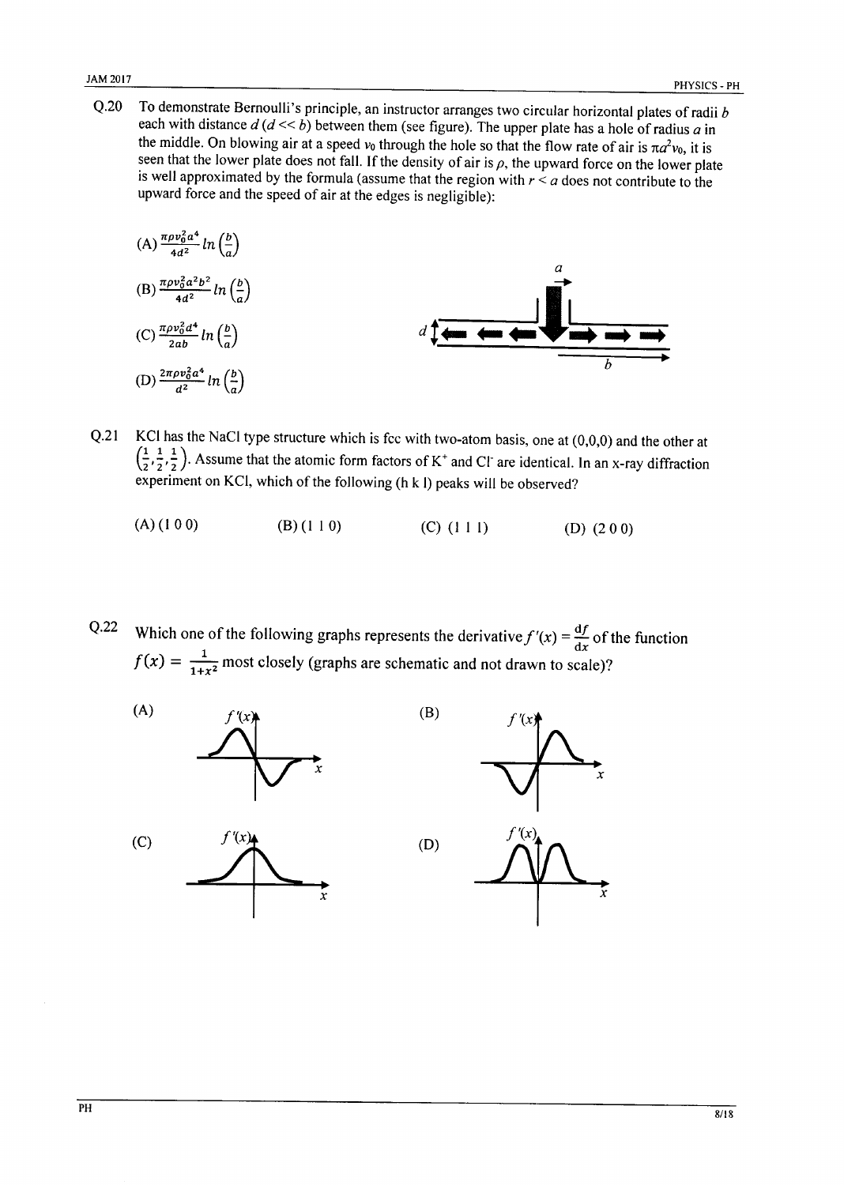Q.20 To demonstrate Bernoulli's principle, an instructor arranges two circular horizontal plates of radii $b$ each with distance $d$ ($d << b$) between them (see figure). The upper plate has a hole of radius $a$ in the middle. On blowing air at a speed $v_0$ through the hole so that the flow rate of air is $\pi a^2 v_0$, it is seen that the lower plate does not fall. If the density of air is $\rho$, the upward force on the lower plate is well approximated by the formula (assume that the region with $r < a$ does not contribute to the upward force and the speed of air at the edges is negligible):

(A) $\frac{\pi \rho v_0^2 a^4}{4d^2} ln\left(\frac{b}{a}\right)$

(B) $\frac{\pi \rho v_0^2 a^2 b^2}{4d^2} ln\left(\frac{b}{a}\right)$

(C) $\frac{\pi \rho v_0^2 d^4}{2ab} ln\left(\frac{b}{a}\right)$

(D) $\frac{2\pi \rho v_0^2 a^4}{d^2} ln\left(\frac{b}{a}\right)$

Q.21 KCl has the NaCl type structure which is fcc with two-atom basis, one at (0,0,0) and the other at $\left(\frac{1}{2},\frac{1}{2},\frac{1}{2}\right)$. Assume that the atomic form factors of $K^+$ and $Cl^-$ are identical. In an x-ray diffraction experiment on KCl, which of the following (h k l) peaks will be observed?

(A) (1 0 0) (B) (1 1 0) (C) (1 1 1) (D) (2 0 0)

Q.22 Which one of the following graphs represents the derivative $f'(x) = \frac{df}{dx}$ of the function $f(x) = \frac{1}{1+x^2}$ most closely (graphs are schematic and not drawn to scale)?

(A)

(B)

(C)

(D)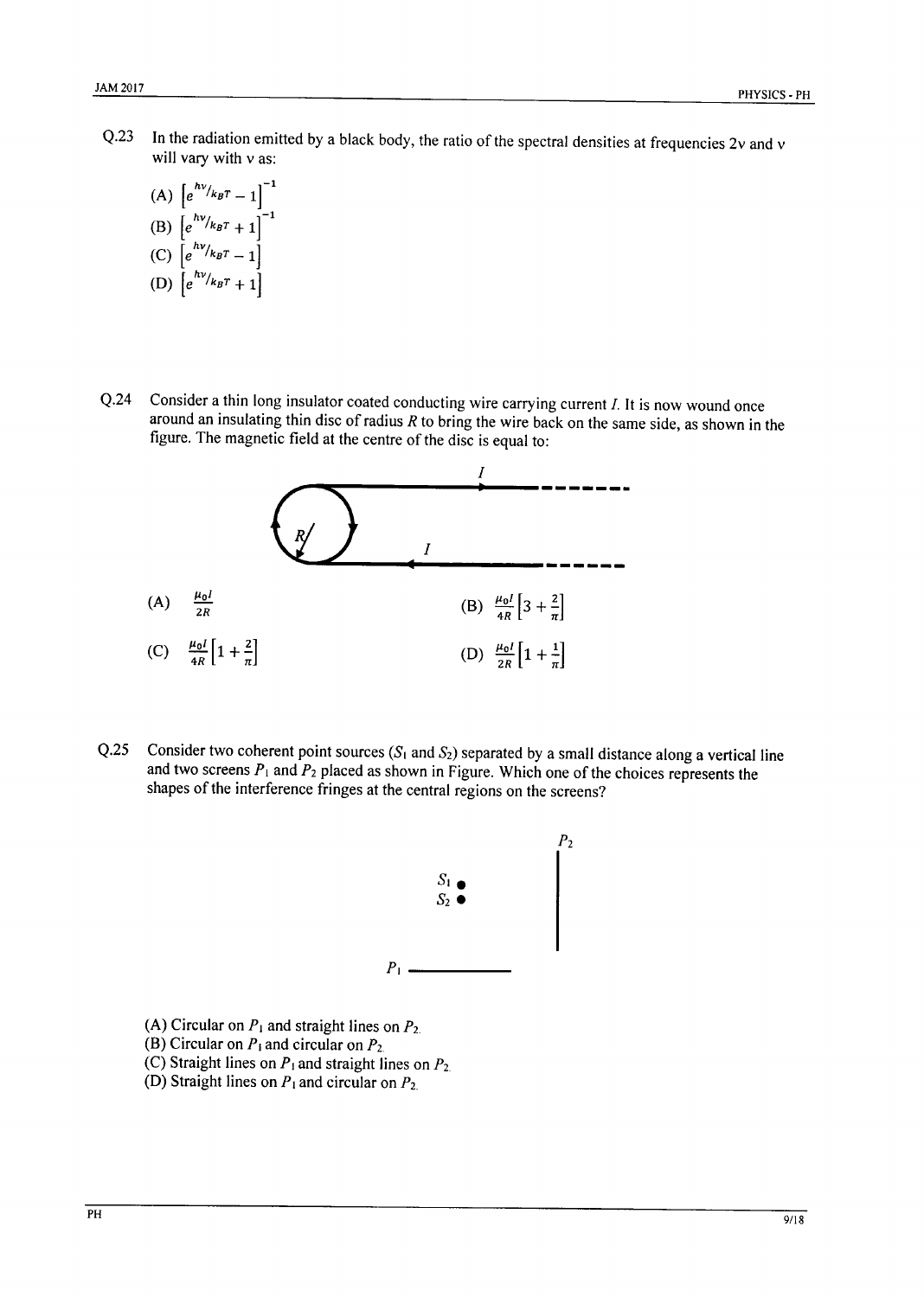Q.23 In the radiation emitted by a black body, the ratio of the spectral densities at frequencies $2\nu$ and $\nu$ will vary with $\nu$ as:

(A) $\left[e^{h\nu/k_BT} - 1\right]^{-1}$

(B) $\left[e^{h\nu/k_BT} + 1\right]^{-1}$

(C) $\left[e^{h\nu/k_BT} - 1\right]$

(D) $\left[e^{h\nu/k_BT} + 1\right]$

Q.24 Consider a thin long insulator coated conducting wire carrying current $I$. It is now wound once around an insulating thin disc of radius $R$ to bring the wire back on the same side, as shown in the figure. The magnetic field at the centre of the disc is equal to:

(A) $\frac{\mu_0 I}{2R}$

(B) $\frac{\mu_0 I}{4R}\left[3 + \frac{2}{\pi}\right]$

(C) $\frac{\mu_0 I}{4R}\left[1 + \frac{2}{\pi}\right]$

(D) $\frac{\mu_0 I}{2R}\left[1 + \frac{1}{\pi}\right]$

Q.25 Consider two coherent point sources ($S_1$ and $S_2$) separated by a small distance along a vertical line and two screens $P_1$ and $P_2$ placed as shown in Figure. Which one of the choices represents the shapes of the interference fringes at the central regions on the screens?

(A) Circular on $P_1$ and straight lines on $P_2$.

(B) Circular on $P_1$ and circular on $P_2$.

(C) Straight lines on $P_1$ and straight lines on $P_2$.

(D) Straight lines on $P_1$ and circular on $P_2$.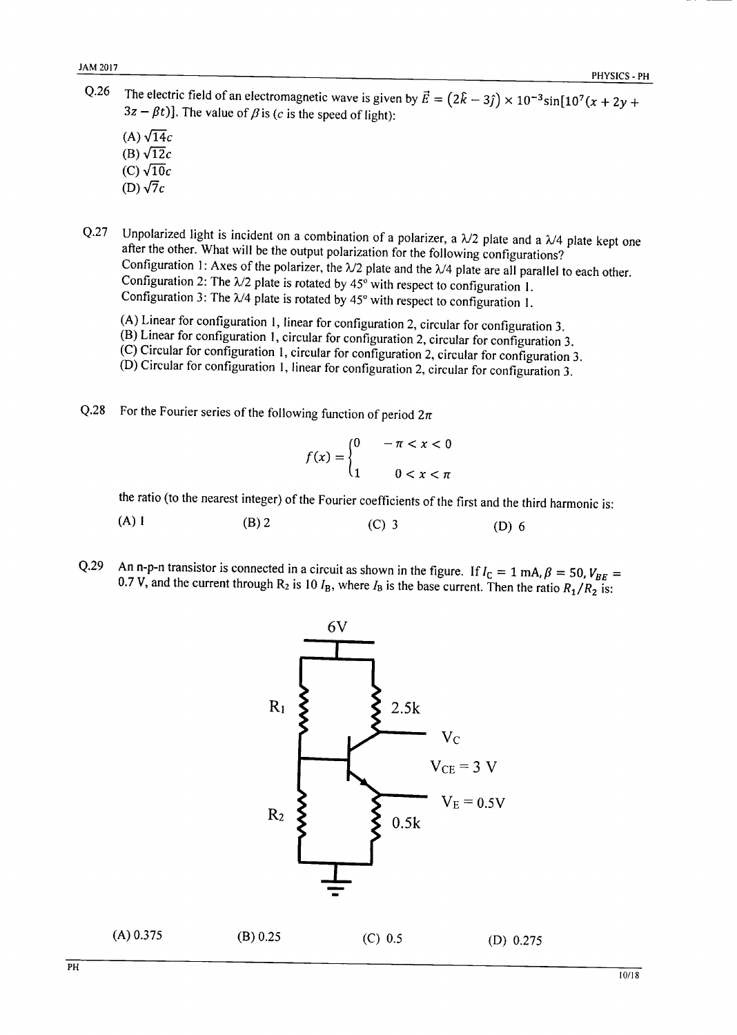Q.26 The electric field of an electromagnetic wave is given by $\vec{E} = (2\hat{k} - 3\hat{j}) \times 10^{-3}\sin[10^7(x + 2y + 3z - \beta t)]$. The value of $\beta$ is ($c$ is the speed of light):

(A) $\sqrt{14}c$

(B) $\sqrt{12}c$

(C) $\sqrt{10}c$

(D) $\sqrt{7}c$

Q.27 Unpolarized light is incident on a combination of a polarizer, a $\lambda/2$ plate and a $\lambda/4$ plate kept one after the other. What will be the output polarization for the following configurations?

Configuration 1: Axes of the polarizer, the $\lambda/2$ plate and the $\lambda/4$ plate are all parallel to each other.

Configuration 2: The $\lambda/2$ plate is rotated by 45° with respect to configuration 1.

Configuration 3: The $\lambda/4$ plate is rotated by 45° with respect to configuration 1.

(A) Linear for configuration 1, linear for configuration 2, circular for configuration 3.

(B) Linear for configuration 1, circular for configuration 2, circular for configuration 3.

(C) Circular for configuration 1, circular for configuration 2, circular for configuration 3.

(D) Circular for configuration 1, linear for configuration 2, circular for configuration 3.

Q.28 For the Fourier series of the following function of period $2\pi$

$$f(x) = \begin{cases} 0 & -\pi < x < 0 \\ 1 & 0 < x < \pi \end{cases}$$

the ratio (to the nearest integer) of the Fourier coefficients of the first and the third harmonic is:

(A) 1 (B) 2 (C) 3 (D) 6

Q.29 An n-p-n transistor is connected in a circuit as shown in the figure. If $I_C = 1$ mA, $\beta = 50$, $V_{BE} = 0.7$ V, and the current through $R_2$ is $10\ I_B$, where $I_B$ is the base current. Then the ratio $R_1/R_2$ is:

(Circuit: 6V supply; $R_1$ from 6V to base; $R_2$ from base to ground; 2.5k collector resistor; 0.5k emitter resistor; $V_C$; $V_{CE} = 3$ V; $V_E = 0.5$V)

(A) 0.375 (B) 0.25 (C) 0.5 (D) 0.275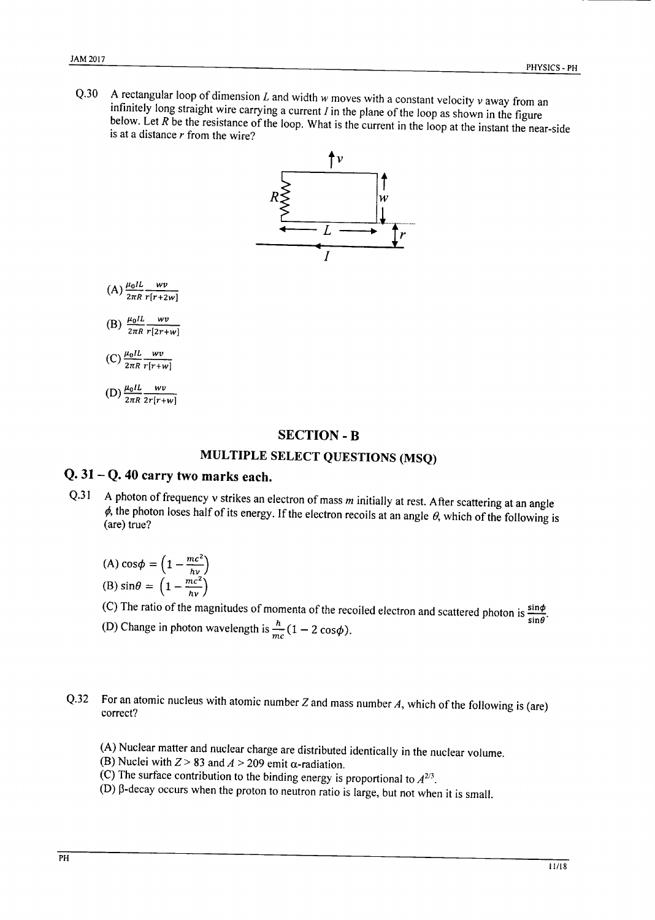Q.30 A rectangular loop of dimension $L$ and width $w$ moves with a constant velocity $v$ away from an infinitely long straight wire carrying a current $I$ in the plane of the loop as shown in the figure below. Let $R$ be the resistance of the loop. What is the current in the loop at the instant the near-side is at a distance $r$ from the wire?

(A) $\frac{\mu_0 IL}{2\pi R} \frac{wv}{r[r+2w]}$

(B) $\frac{\mu_0 IL}{2\pi R} \frac{wv}{r[2r+w]}$

(C) $\frac{\mu_0 IL}{2\pi R} \frac{wv}{r[r+w]}$

(D) $\frac{\mu_0 IL}{2\pi R} \frac{wv}{2r[r+w]}$

## SECTION - B

### MULTIPLE SELECT QUESTIONS (MSQ)

## Q. 31 – Q. 40 carry two marks each.

Q.31 A photon of frequency $\nu$ strikes an electron of mass $m$ initially at rest. After scattering at an angle $\phi$, the photon loses half of its energy. If the electron recoils at an angle $\theta$, which of the following is (are) true?

(A) $\cos\phi = \left(1 - \frac{mc^2}{h\nu}\right)$

(B) $\sin\theta = \left(1 - \frac{mc^2}{h\nu}\right)$

(C) The ratio of the magnitudes of momenta of the recoiled electron and scattered photon is $\frac{\sin\phi}{\sin\theta}$.

(D) Change in photon wavelength is $\frac{h}{mc}(1 - 2\cos\phi)$.

Q.32 For an atomic nucleus with atomic number $Z$ and mass number $A$, which of the following is (are) correct?

(A) Nuclear matter and nuclear charge are distributed identically in the nuclear volume.

(B) Nuclei with $Z > 83$ and $A > 209$ emit $\alpha$-radiation.

(C) The surface contribution to the binding energy is proportional to $A^{2/3}$.

(D) $\beta$-decay occurs when the proton to neutron ratio is large, but not when it is small.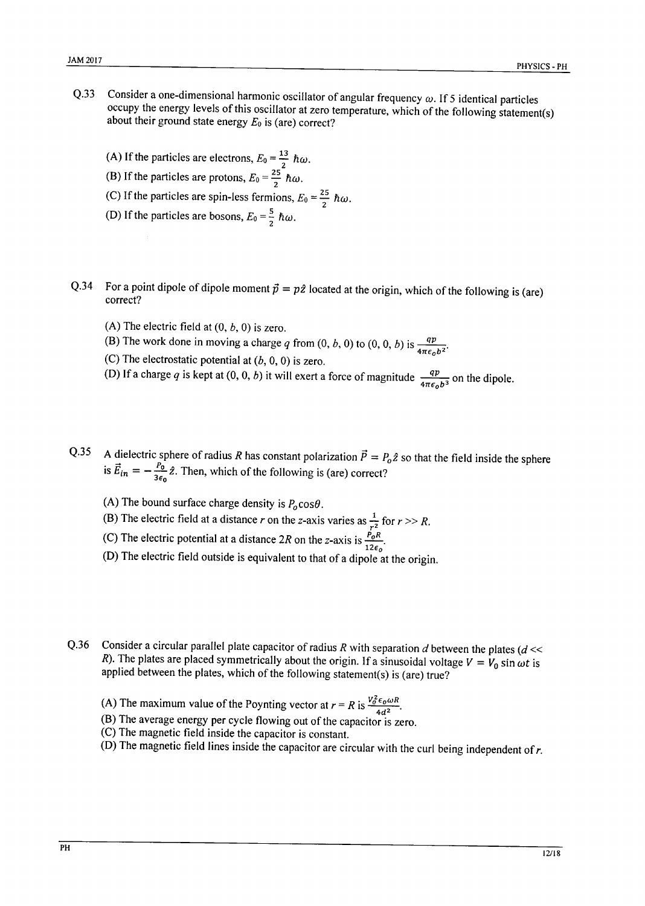Q.33 Consider a one-dimensional harmonic oscillator of angular frequency $\omega$. If 5 identical particles occupy the energy levels of this oscillator at zero temperature, which of the following statement(s) about their ground state energy $E_0$ is (are) correct?

(A) If the particles are electrons, $E_0 = \frac{13}{2}\ \hbar\omega$.

(B) If the particles are protons, $E_0 = \frac{25}{2}\ \hbar\omega$.

(C) If the particles are spin-less fermions, $E_0 = \frac{25}{2}\ \hbar\omega$.

(D) If the particles are bosons, $E_0 = \frac{5}{2}\ \hbar\omega$.

Q.34 For a point dipole of dipole moment $\vec{p} = p\hat{z}$ located at the origin, which of the following is (are) correct?

(A) The electric field at $(0, b, 0)$ is zero.

(B) The work done in moving a charge $q$ from $(0, b, 0)$ to $(0, 0, b)$ is $\frac{qp}{4\pi\epsilon_0 b^2}$.

(C) The electrostatic potential at $(b, 0, 0)$ is zero.

(D) If a charge $q$ is kept at $(0, 0, b)$ it will exert a force of magnitude $\frac{qp}{4\pi\epsilon_0 b^3}$ on the dipole.

Q.35 A dielectric sphere of radius $R$ has constant polarization $\vec{P} = P_0\hat{z}$ so that the field inside the sphere is $\vec{E}_{in} = -\frac{P_0}{3\epsilon_0}\hat{z}$. Then, which of the following is (are) correct?

(A) The bound surface charge density is $P_0 \cos\theta$.

(B) The electric field at a distance $r$ on the $z$-axis varies as $\frac{1}{r^2}$ for $r >> R$.

(C) The electric potential at a distance $2R$ on the $z$-axis is $\frac{P_0 R}{12\epsilon_0}$.

(D) The electric field outside is equivalent to that of a dipole at the origin.

Q.36 Consider a circular parallel plate capacitor of radius $R$ with separation $d$ between the plates ($d << R$). The plates are placed symmetrically about the origin. If a sinusoidal voltage $V = V_0 \sin \omega t$ is applied between the plates, which of the following statement(s) is (are) true?

(A) The maximum value of the Poynting vector at $r = R$ is $\frac{V_0^2 \epsilon_0 \omega R}{4d^2}$.

(B) The average energy per cycle flowing out of the capacitor is zero.

(C) The magnetic field inside the capacitor is constant.

(D) The magnetic field lines inside the capacitor are circular with the curl being independent of $r$.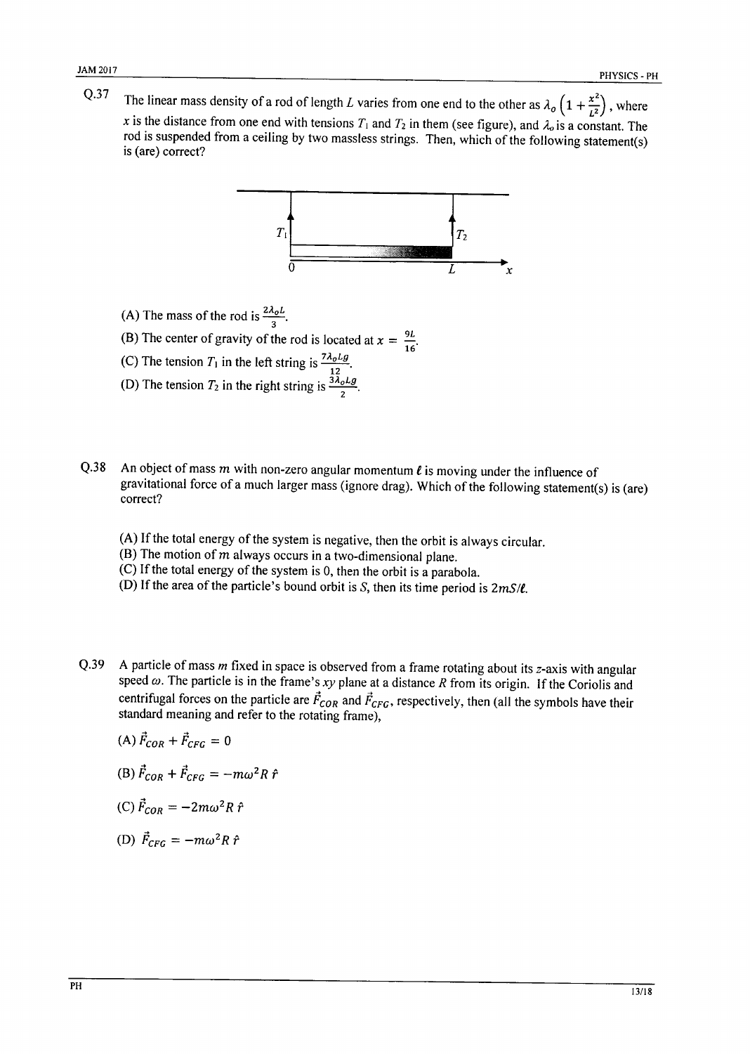Q.37 The linear mass density of a rod of length $L$ varies from one end to the other as $\lambda_o\left(1+\frac{x^2}{L^2}\right)$, where $x$ is the distance from one end with tensions $T_1$ and $T_2$ in them (see figure), and $\lambda_o$ is a constant. The rod is suspended from a ceiling by two massless strings. Then, which of the following statement(s) is (are) correct?

(A) The mass of the rod is $\frac{2\lambda_o L}{3}$.

(B) The center of gravity of the rod is located at $x = \frac{9L}{16}$.

(C) The tension $T_1$ in the left string is $\frac{7\lambda_o Lg}{12}$.

(D) The tension $T_2$ in the right string is $\frac{3\lambda_o Lg}{2}$.

Q.38 An object of mass $m$ with non-zero angular momentum $\ell$ is moving under the influence of gravitational force of a much larger mass (ignore drag). Which of the following statement(s) is (are) correct?

(A) If the total energy of the system is negative, then the orbit is always circular.

(B) The motion of $m$ always occurs in a two-dimensional plane.

(C) If the total energy of the system is 0, then the orbit is a parabola.

(D) If the area of the particle's bound orbit is $S$, then its time period is $2mS/\ell$.

Q.39 A particle of mass $m$ fixed in space is observed from a frame rotating about its $z$-axis with angular speed $\omega$. The particle is in the frame's $xy$ plane at a distance $R$ from its origin. If the Coriolis and centrifugal forces on the particle are $\vec{F}_{COR}$ and $\vec{F}_{CFG}$, respectively, then (all the symbols have their standard meaning and refer to the rotating frame),

(A) $\vec{F}_{COR} + \vec{F}_{CFG} = 0$

(B) $\vec{F}_{COR} + \vec{F}_{CFG} = -m\omega^2 R\,\hat{r}$

(C) $\vec{F}_{COR} = -2m\omega^2 R\,\hat{r}$

(D) $\vec{F}_{CFG} = -m\omega^2 R\,\hat{r}$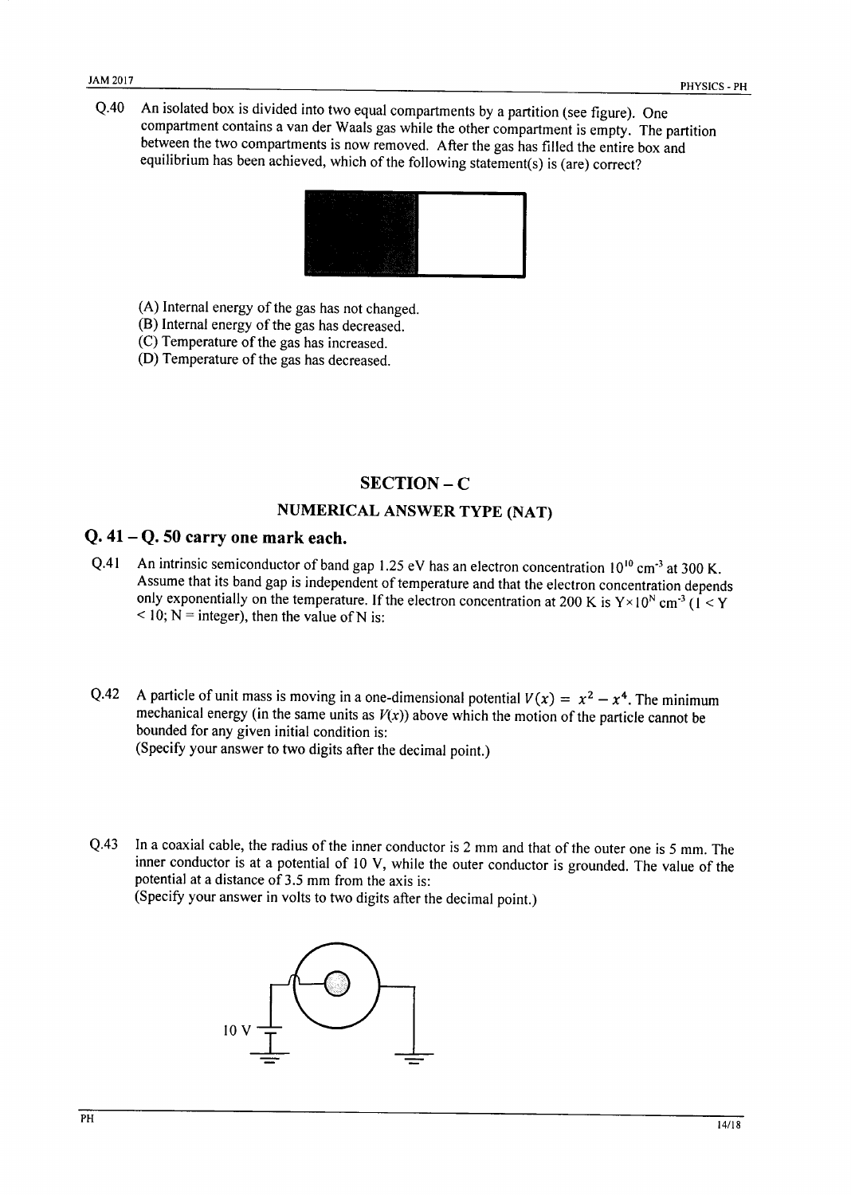Q.40 An isolated box is divided into two equal compartments by a partition (see figure). One compartment contains a van der Waals gas while the other compartment is empty. The partition between the two compartments is now removed. After the gas has filled the entire box and equilibrium has been achieved, which of the following statement(s) is (are) correct?

(A) Internal energy of the gas has not changed.
(B) Internal energy of the gas has decreased.
(C) Temperature of the gas has increased.
(D) Temperature of the gas has decreased.

## SECTION – C

### NUMERICAL ANSWER TYPE (NAT)

### Q. 41 – Q. 50 carry one mark each.

Q.41 An intrinsic semiconductor of band gap 1.25 eV has an electron concentration $10^{10}$ cm$^{-3}$ at 300 K. Assume that its band gap is independent of temperature and that the electron concentration depends only exponentially on the temperature. If the electron concentration at 200 K is $Y \times 10^{N}$ cm$^{-3}$ ($1 < Y < 10$; N = integer), then the value of N is:

Q.42 A particle of unit mass is moving in a one-dimensional potential $V(x) = x^2 - x^4$. The minimum mechanical energy (in the same units as $V(x)$) above which the motion of the particle cannot be bounded for any given initial condition is:
(Specify your answer to two digits after the decimal point.)

Q.43 In a coaxial cable, the radius of the inner conductor is 2 mm and that of the outer one is 5 mm. The inner conductor is at a potential of 10 V, while the outer conductor is grounded. The value of the potential at a distance of 3.5 mm from the axis is:
(Specify your answer in volts to two digits after the decimal point.)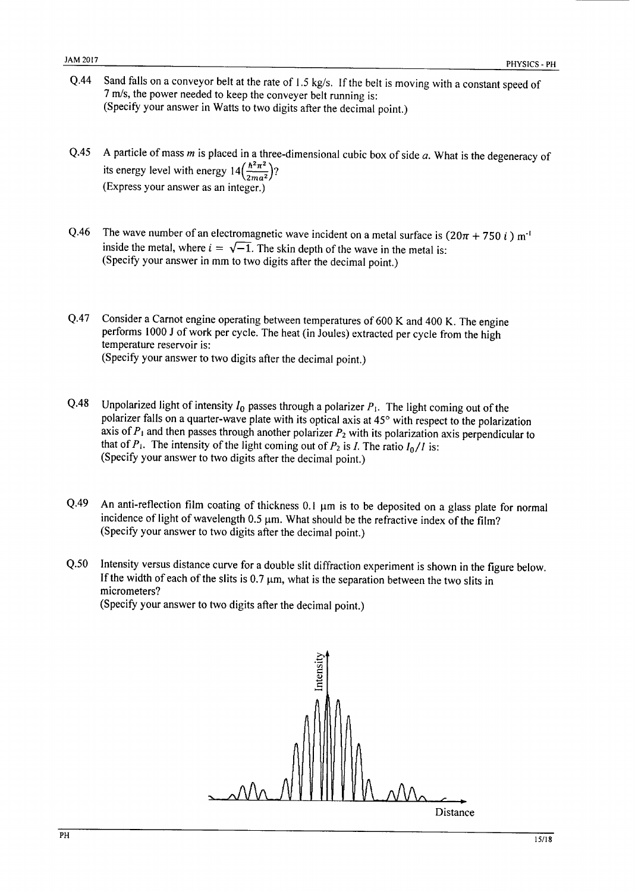Q.44 Sand falls on a conveyor belt at the rate of 1.5 kg/s. If the belt is moving with a constant speed of 7 m/s, the power needed to keep the conveyer belt running is:
(Specify your answer in Watts to two digits after the decimal point.)

Q.45 A particle of mass $m$ is placed in a three-dimensional cubic box of side $a$. What is the degeneracy of its energy level with energy $14\left(\frac{\hbar^2\pi^2}{2ma^2}\right)$?
(Express your answer as an integer.)

Q.46 The wave number of an electromagnetic wave incident on a metal surface is $(20\pi + 750\ i)\ \text{m}^{-1}$ inside the metal, where $i = \sqrt{-1}$. The skin depth of the wave in the metal is:
(Specify your answer in mm to two digits after the decimal point.)

Q.47 Consider a Carnot engine operating between temperatures of 600 K and 400 K. The engine performs 1000 J of work per cycle. The heat (in Joules) extracted per cycle from the high temperature reservoir is:
(Specify your answer to two digits after the decimal point.)

Q.48 Unpolarized light of intensity $I_0$ passes through a polarizer $P_1$. The light coming out of the polarizer falls on a quarter-wave plate with its optical axis at 45° with respect to the polarization axis of $P_1$ and then passes through another polarizer $P_2$ with its polarization axis perpendicular to that of $P_1$. The intensity of the light coming out of $P_2$ is $I$. The ratio $I_0/I$ is:
(Specify your answer to two digits after the decimal point.)

Q.49 An anti-reflection film coating of thickness 0.1 μm is to be deposited on a glass plate for normal incidence of light of wavelength 0.5 μm. What should be the refractive index of the film?
(Specify your answer to two digits after the decimal point.)

Q.50 Intensity versus distance curve for a double slit diffraction experiment is shown in the figure below. If the width of each of the slits is 0.7 μm, what is the separation between the two slits in micrometers?
(Specify your answer to two digits after the decimal point.)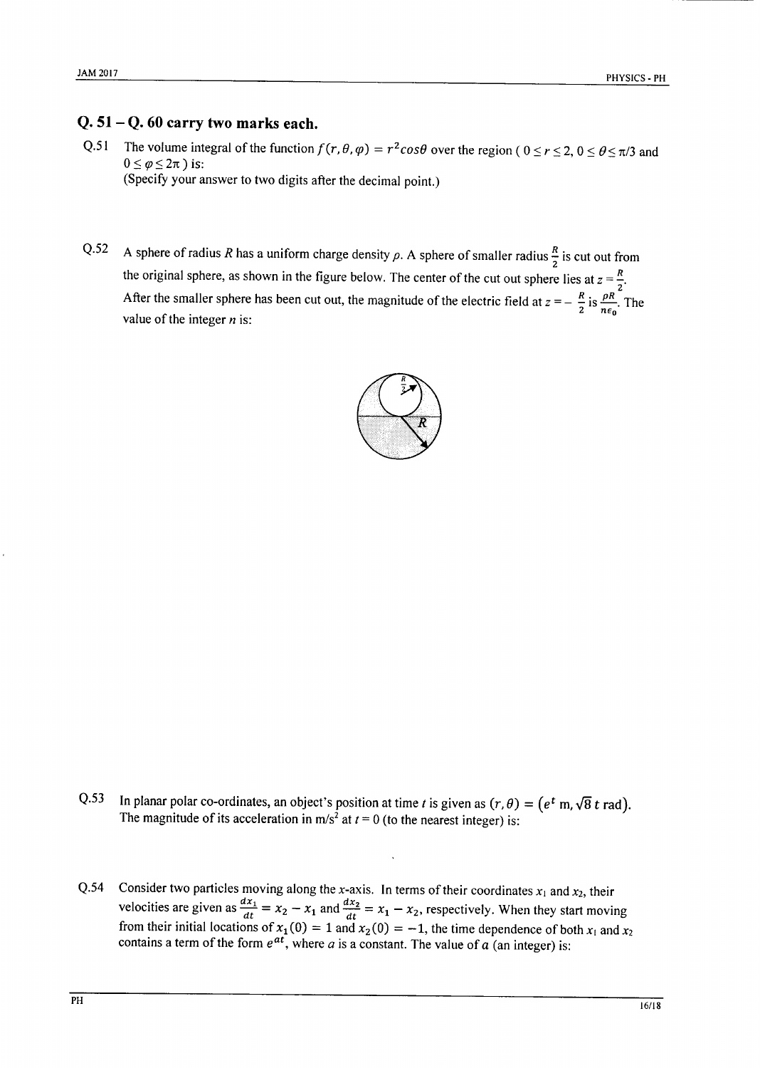## Q. 51 – Q. 60 carry two marks each.

Q.51 The volume integral of the function $f(r, \theta, \varphi) = r^2 cos\theta$ over the region ( $0 \leq r \leq 2$, $0 \leq \theta \leq \pi/3$ and $0 \leq \varphi \leq 2\pi$ ) is:
(Specify your answer to two digits after the decimal point.)

Q.52 A sphere of radius $R$ has a uniform charge density $\rho$. A sphere of smaller radius $\frac{R}{2}$ is cut out from the original sphere, as shown in the figure below. The center of the cut out sphere lies at $z = \frac{R}{2}$. After the smaller sphere has been cut out, the magnitude of the electric field at $z = -\frac{R}{2}$ is $\frac{\rho R}{n\epsilon_0}$. The value of the integer $n$ is:

Q.53 In planar polar co-ordinates, an object's position at time $t$ is given as $(r, \theta) = \left(e^t \text{ m}, \sqrt{8}\, t \text{ rad}\right)$. The magnitude of its acceleration in m/s$^2$ at $t = 0$ (to the nearest integer) is:

Q.54 Consider two particles moving along the $x$-axis. In terms of their coordinates $x_1$ and $x_2$, their velocities are given as $\frac{dx_1}{dt} = x_2 - x_1$ and $\frac{dx_2}{dt} = x_1 - x_2$, respectively. When they start moving from their initial locations of $x_1(0) = 1$ and $x_2(0) = -1$, the time dependence of both $x_1$ and $x_2$ contains a term of the form $e^{at}$, where $a$ is a constant. The value of $a$ (an integer) is: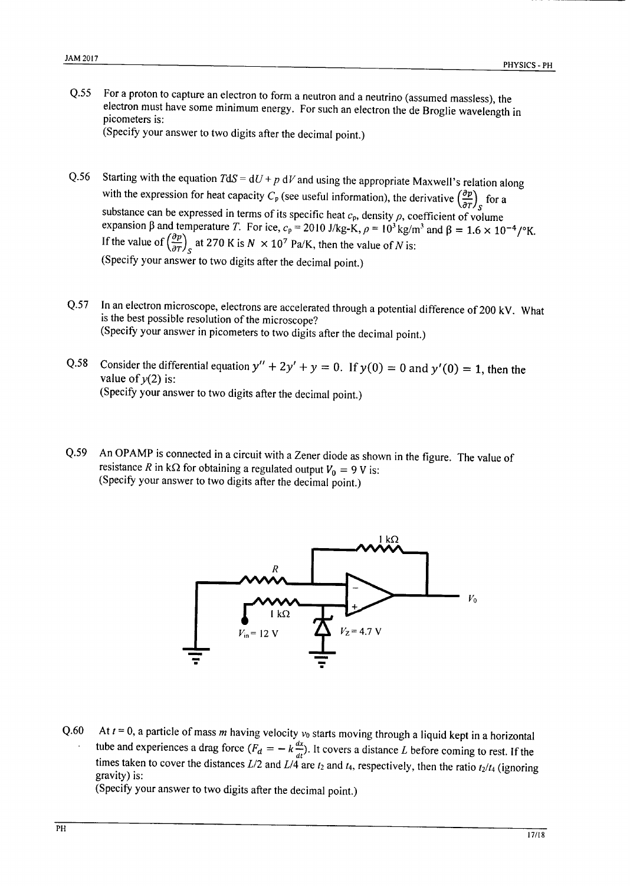Q.55 For a proton to capture an electron to form a neutron and a neutrino (assumed massless), the electron must have some minimum energy. For such an electron the de Broglie wavelength in picometers is:
(Specify your answer to two digits after the decimal point.)

Q.56 Starting with the equation $TdS = dU + p\,dV$ and using the appropriate Maxwell's relation along with the expression for heat capacity $C_p$ (see useful information), the derivative $\left(\frac{\partial p}{\partial T}\right)_S$ for a substance can be expressed in terms of its specific heat $c_p$, density $\rho$, coefficient of volume expansion $\beta$ and temperature $T$. For ice, $c_p = 2010$ J/kg-K, $\rho = 10^3\,\text{kg/m}^3$ and $\beta = 1.6 \times 10^{-4}/°\text{K}$. If the value of $\left(\frac{\partial p}{\partial T}\right)_S$ at 270 K is $N \times 10^7$ Pa/K, then the value of $N$ is:
(Specify your answer to two digits after the decimal point.)

Q.57 In an electron microscope, electrons are accelerated through a potential difference of 200 kV. What is the best possible resolution of the microscope?
(Specify your answer in picometers to two digits after the decimal point.)

Q.58 Consider the differential equation $y'' + 2y' + y = 0$. If $y(0) = 0$ and $y'(0) = 1$, then the value of $y(2)$ is:
(Specify your answer to two digits after the decimal point.)

Q.59 An OPAMP is connected in a circuit with a Zener diode as shown in the figure. The value of resistance $R$ in kΩ for obtaining a regulated output $V_0 = 9$ V is:
(Specify your answer to two digits after the decimal point.)

Q.60 At $t = 0$, a particle of mass $m$ having velocity $v_0$ starts moving through a liquid kept in a horizontal tube and experiences a drag force ($F_d = -k\frac{dx}{dt}$). It covers a distance $L$ before coming to rest. If the times taken to cover the distances $L/2$ and $L/4$ are $t_2$ and $t_4$, respectively, then the ratio $t_2/t_4$ (ignoring gravity) is:
(Specify your answer to two digits after the decimal point.)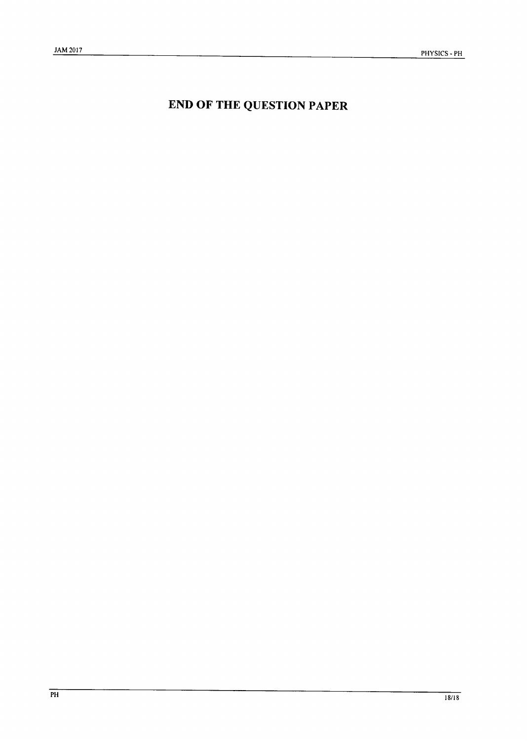# END OF THE QUESTION PAPER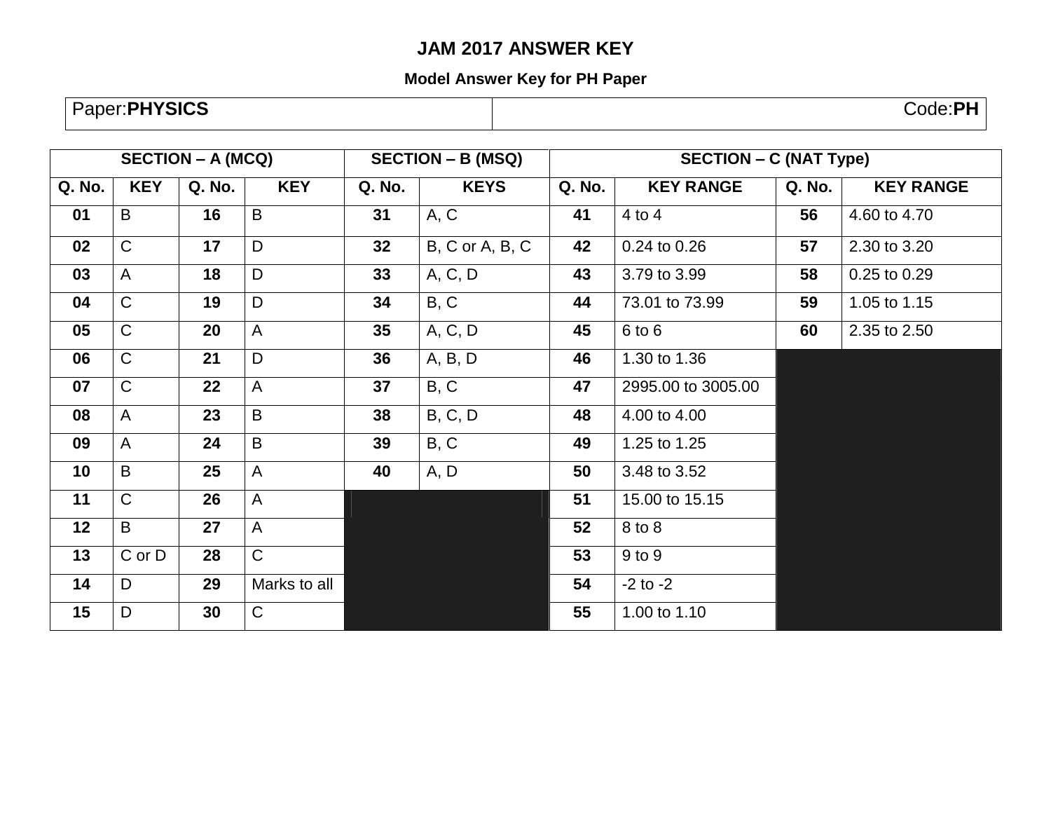# JAM 2017 ANSWER KEY

## Model Answer Key for PH Paper

| Paper: **PHYSICS** | Code: **PH** |
|---|---|

| SECTION – A (MCQ) | | | | SECTION – B (MSQ) | | SECTION – C (NAT Type) | | | |
|---|---|---|---|---|---|---|---|---|---|
| **Q. No.** | **KEY** | **Q. No.** | **KEY** | **Q. No.** | **KEYS** | **Q. No.** | **KEY RANGE** | **Q. No.** | **KEY RANGE** |
| **01** | B | **16** | B | **31** | A, C | **41** | 4 to 4 | **56** | 4.60 to 4.70 |
| **02** | C | **17** | D | **32** | B, C or A, B, C | **42** | 0.24 to 0.26 | **57** | 2.30 to 3.20 |
| **03** | A | **18** | D | **33** | A, C, D | **43** | 3.79 to 3.99 | **58** | 0.25 to 0.29 |
| **04** | C | **19** | D | **34** | B, C | **44** | 73.01 to 73.99 | **59** | 1.05 to 1.15 |
| **05** | C | **20** | A | **35** | A, C, D | **45** | 6 to 6 | **60** | 2.35 to 2.50 |
| **06** | C | **21** | D | **36** | A, B, D | **46** | 1.30 to 1.36 | | |
| **07** | C | **22** | A | **37** | B, C | **47** | 2995.00 to 3005.00 | | |
| **08** | A | **23** | B | **38** | B, C, D | **48** | 4.00 to 4.00 | | |
| **09** | A | **24** | B | **39** | B, C | **49** | 1.25 to 1.25 | | |
| **10** | B | **25** | A | **40** | A, D | **50** | 3.48 to 3.52 | | |
| **11** | C | **26** | A | | | **51** | 15.00 to 15.15 | | |
| **12** | B | **27** | A | | | **52** | 8 to 8 | | |
| **13** | C or D | **28** | C | | | **53** | 9 to 9 | | |
| **14** | D | **29** | Marks to all | | | **54** | -2 to -2 | | |
| **15** | D | **30** | C | | | **55** | 1.00 to 1.10 | | |